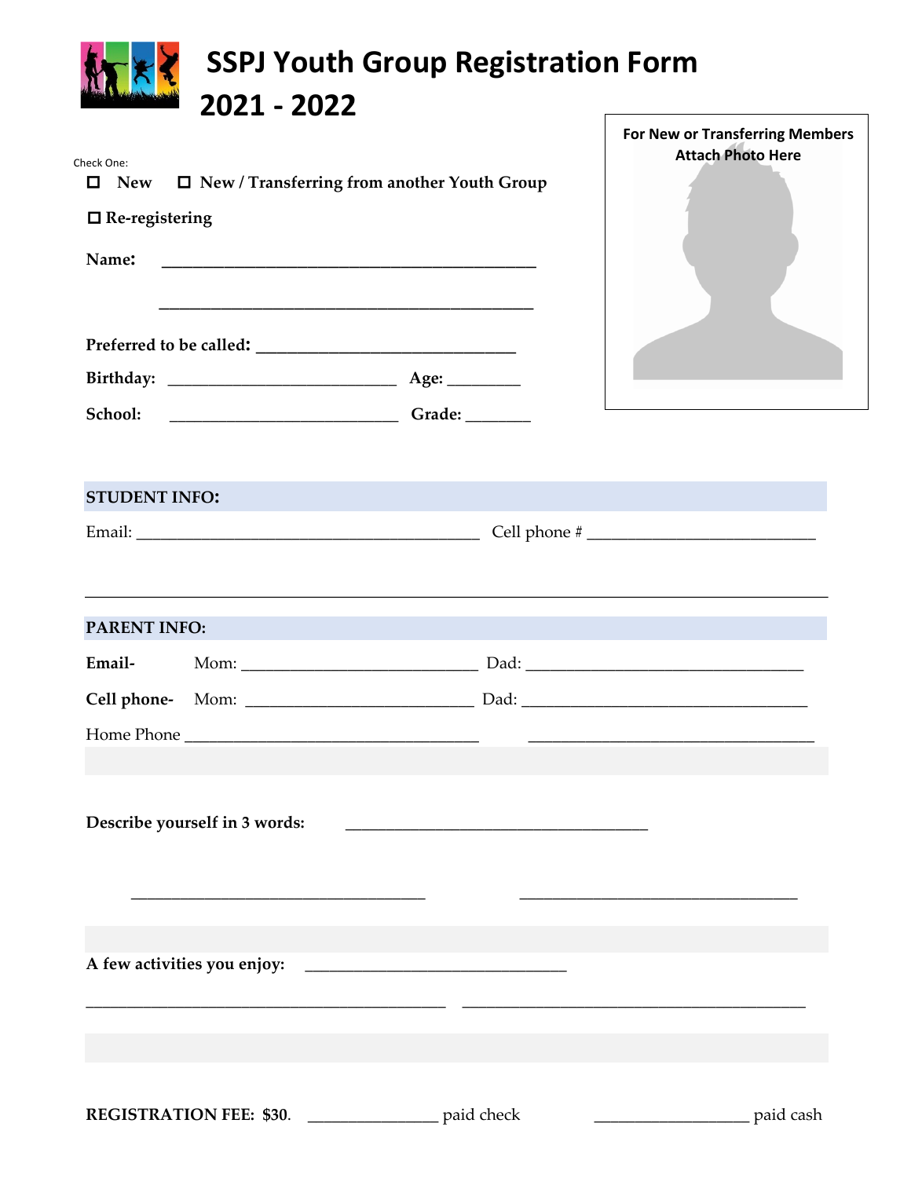# SSPJ Youth Group Registration Form 2021 - 2022

**For New or Transferring Members Attach Photo Here**

Check One:

☐ **New** ☐ **New / Transferring from another Youth Group**

☐ **Re-registering**

**Name:** ____________________________________________

____________________________________________

**Preferred to be called:** ______________________________

**Birthday:** ___________________________ **Age:** ________

**School:** ___________________________ **Grade:** _______

## STUDENT INFO:

Email: ________________________________________ Cell phone # ___________________________

______________________________________________________________________________________

## PARENT INFO:

**Email-** Mom: ____________________________ Dad: _________________________________

**Cell phone-** Mom: ___________________________ Dad: _________________________________

Home Phone ___________________________________ _________________________________

**Describe yourself in 3 words:** ___________________________________

___________________________________ _________________________________

**A few activities you enjoy:** _______________________________

__________________________________________ __________________________________________

**REGISTRATION FEE: $30.** _______________ paid check __________________ paid cash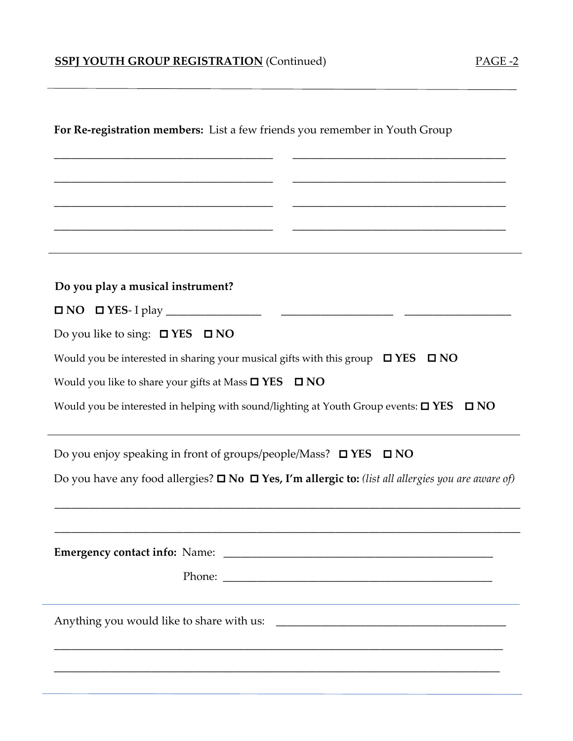**SSPJ YOUTH GROUP REGISTRATION** (Continued)

---

**For Re-registration members:** List a few friends you remember in Youth Group

\_\_\_\_\_\_\_\_\_\_\_\_\_\_\_\_\_\_\_\_\_\_\_\_\_\_\_\_\_\_\_\_\_\_\_\_\_\_\_\_ \_\_\_\_\_\_\_\_\_\_\_\_\_\_\_\_\_\_\_\_\_\_\_\_\_\_\_\_\_\_\_\_\_\_\_\_\_\_\_\_

\_\_\_\_\_\_\_\_\_\_\_\_\_\_\_\_\_\_\_\_\_\_\_\_\_\_\_\_\_\_\_\_\_\_\_\_\_\_\_\_ \_\_\_\_\_\_\_\_\_\_\_\_\_\_\_\_\_\_\_\_\_\_\_\_\_\_\_\_\_\_\_\_\_\_\_\_\_\_\_\_

\_\_\_\_\_\_\_\_\_\_\_\_\_\_\_\_\_\_\_\_\_\_\_\_\_\_\_\_\_\_\_\_\_\_\_\_\_\_\_\_ \_\_\_\_\_\_\_\_\_\_\_\_\_\_\_\_\_\_\_\_\_\_\_\_\_\_\_\_\_\_\_\_\_\_\_\_\_\_\_\_

\_\_\_\_\_\_\_\_\_\_\_\_\_\_\_\_\_\_\_\_\_\_\_\_\_\_\_\_\_\_\_\_\_\_\_\_\_\_\_\_ \_\_\_\_\_\_\_\_\_\_\_\_\_\_\_\_\_\_\_\_\_\_\_\_\_\_\_\_\_\_\_\_\_\_\_\_\_\_\_\_

---

**Do you play a musical instrument?**

☐ **NO** ☐ **YES**- I play \_\_\_\_\_\_\_\_\_\_\_\_\_\_\_\_\_\_ \_\_\_\_\_\_\_\_\_\_\_\_\_\_\_\_\_\_\_\_\_ \_\_\_\_\_\_\_\_\_\_\_\_\_\_\_\_\_\_\_\_

Do you like to sing: ☐ **YES** ☐ **NO**

Would you be interested in sharing your musical gifts with this group ☐ **YES** ☐ **NO**

Would you like to share your gifts at Mass ☐ **YES** ☐ **NO**

Would you be interested in helping with sound/lighting at Youth Group events: ☐ **YES** ☐ **NO**

---

Do you enjoy speaking in front of groups/people/Mass? ☐ **YES** ☐ **NO**

Do you have any food allergies? ☐ **No** ☐ **Yes, I'm allergic to:** *(list all allergies you are aware of)*

\_\_\_\_\_\_\_\_\_\_\_\_\_\_\_\_\_\_\_\_\_\_\_\_\_\_\_\_\_\_\_\_\_\_\_\_\_\_\_\_\_\_\_\_\_\_\_\_\_\_\_\_\_\_\_\_\_\_\_\_\_\_\_\_\_\_\_\_\_\_\_\_\_\_\_\_\_\_\_\_\_\_\_\_

\_\_\_\_\_\_\_\_\_\_\_\_\_\_\_\_\_\_\_\_\_\_\_\_\_\_\_\_\_\_\_\_\_\_\_\_\_\_\_\_\_\_\_\_\_\_\_\_\_\_\_\_\_\_\_\_\_\_\_\_\_\_\_\_\_\_\_\_\_\_\_\_\_\_\_\_\_\_\_\_\_\_\_\_

**Emergency contact info:** Name: \_\_\_\_\_\_\_\_\_\_\_\_\_\_\_\_\_\_\_\_\_\_\_\_\_\_\_\_\_\_\_\_\_\_\_\_\_\_\_\_\_\_\_\_\_\_\_\_\_\_

Phone: \_\_\_\_\_\_\_\_\_\_\_\_\_\_\_\_\_\_\_\_\_\_\_\_\_\_\_\_\_\_\_\_\_\_\_\_\_\_\_\_\_\_\_\_\_\_\_\_\_\_

---

Anything you would like to share with us: \_\_\_\_\_\_\_\_\_\_\_\_\_\_\_\_\_\_\_\_\_\_\_\_\_\_\_\_\_\_\_\_\_\_\_\_\_\_\_\_\_\_\_

\_\_\_\_\_\_\_\_\_\_\_\_\_\_\_\_\_\_\_\_\_\_\_\_\_\_\_\_\_\_\_\_\_\_\_\_\_\_\_\_\_\_\_\_\_\_\_\_\_\_\_\_\_\_\_\_\_\_\_\_\_\_\_\_\_\_\_\_\_\_\_\_\_\_\_\_\_\_\_\_\_\_\_\_

\_\_\_\_\_\_\_\_\_\_\_\_\_\_\_\_\_\_\_\_\_\_\_\_\_\_\_\_\_\_\_\_\_\_\_\_\_\_\_\_\_\_\_\_\_\_\_\_\_\_\_\_\_\_\_\_\_\_\_\_\_\_\_\_\_\_\_\_\_\_\_\_\_\_\_\_\_\_\_\_\_\_\_\_